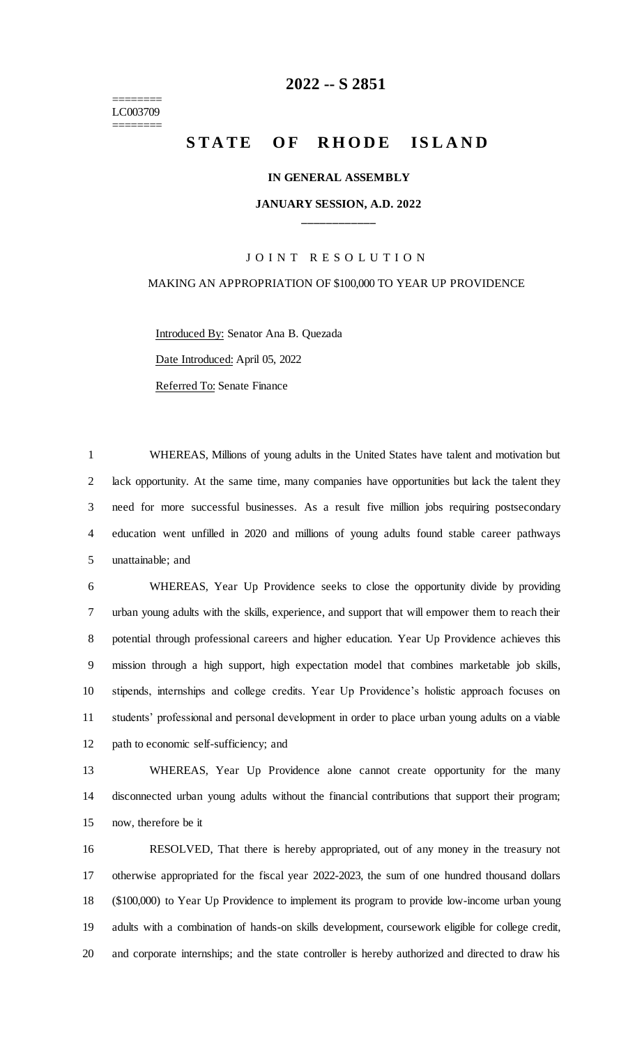========
LC003709
========

# 2022 -- S 2851

# STATE OF RHODE ISLAND

**IN GENERAL ASSEMBLY**

**JANUARY SESSION, A.D. 2022**

____________

JOINT RESOLUTION

MAKING AN APPROPRIATION OF $100,000 TO YEAR UP PROVIDENCE

Introduced By: Senator Ana B. Quezada

Date Introduced: April 05, 2022

Referred To: Senate Finance

1 WHEREAS, Millions of young adults in the United States have talent and motivation but
2 lack opportunity. At the same time, many companies have opportunities but lack the talent they
3 need for more successful businesses. As a result five million jobs requiring postsecondary
4 education went unfilled in 2020 and millions of young adults found stable career pathways
5 unattainable; and

6 WHEREAS, Year Up Providence seeks to close the opportunity divide by providing
7 urban young adults with the skills, experience, and support that will empower them to reach their
8 potential through professional careers and higher education. Year Up Providence achieves this
9 mission through a high support, high expectation model that combines marketable job skills,
10 stipends, internships and college credits. Year Up Providence's holistic approach focuses on
11 students' professional and personal development in order to place urban young adults on a viable
12 path to economic self-sufficiency; and

13 WHEREAS, Year Up Providence alone cannot create opportunity for the many
14 disconnected urban young adults without the financial contributions that support their program;
15 now, therefore be it

16 RESOLVED, That there is hereby appropriated, out of any money in the treasury not
17 otherwise appropriated for the fiscal year 2022-2023, the sum of one hundred thousand dollars
18 ($100,000) to Year Up Providence to implement its program to provide low-income urban young
19 adults with a combination of hands-on skills development, coursework eligible for college credit,
20 and corporate internships; and the state controller is hereby authorized and directed to draw his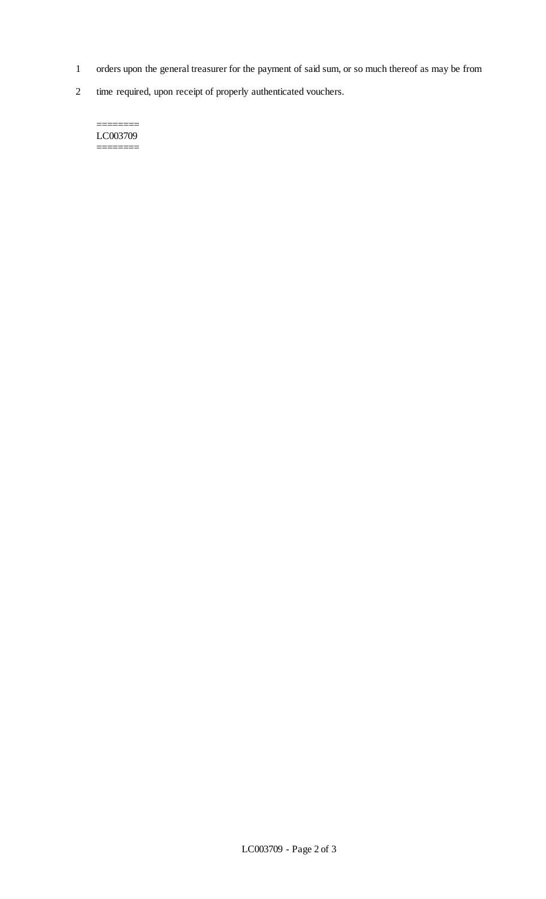orders upon the general treasurer for the payment of said sum, or so much thereof as may be from time required, upon receipt of properly authenticated vouchers.

========
LC003709
========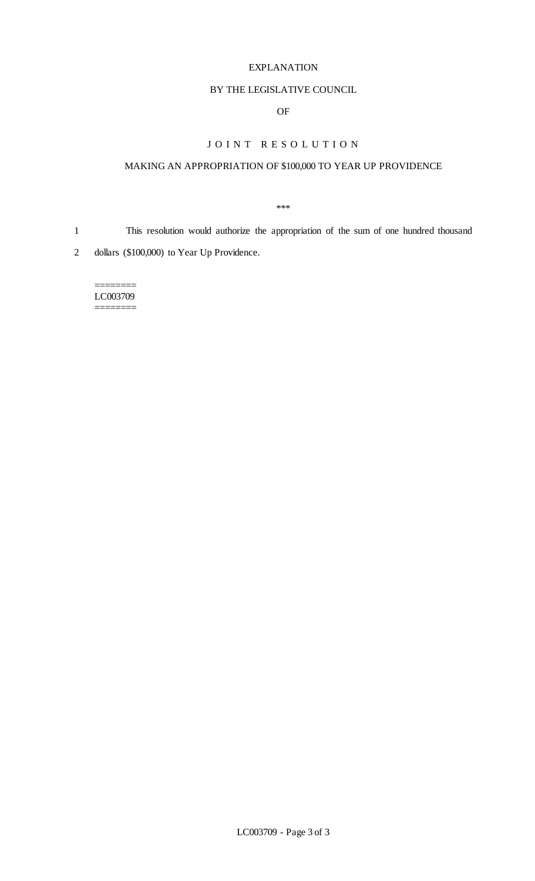EXPLANATION

BY THE LEGISLATIVE COUNCIL

OF

# J O I N T R E S O L U T I O N

## MAKING AN APPROPRIATION OF $100,000 TO YEAR UP PROVIDENCE

\*\*\*

1 This resolution would authorize the appropriation of the sum of one hundred thousand

2 dollars ($100,000) to Year Up Providence.

========
LC003709
========